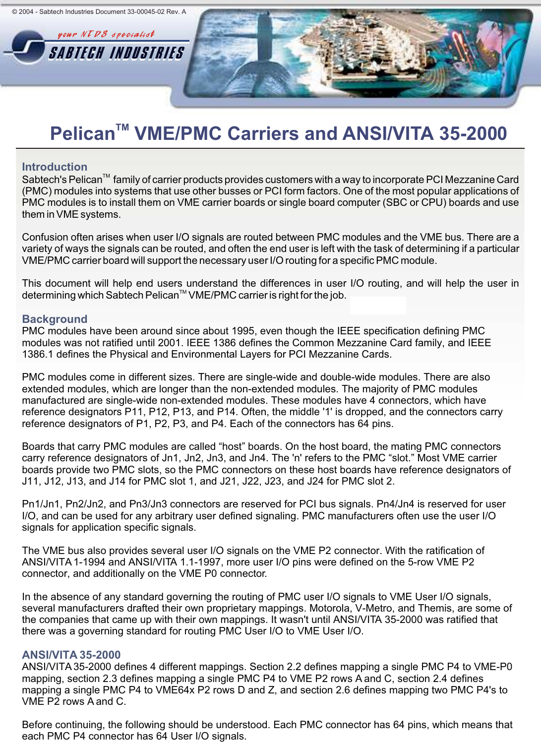# Pelican™ VME/PMC Carriers and ANSI/VITA 35-2000

## Introduction

Sabtech's Pelican™ family of carrier products provides customers with a way to incorporate PCI Mezzanine Card (PMC) modules into systems that use other busses or PCI form factors. One of the most popular applications of PMC modules is to install them on VME carrier boards or single board computer (SBC or CPU) boards and use them in VME systems.

Confusion often arises when user I/O signals are routed between PMC modules and the VME bus. There are a variety of ways the signals can be routed, and often the end user is left with the task of determining if a particular VME/PMC carrier board will support the necessary user I/O routing for a specific PMC module.

This document will help end users understand the differences in user I/O routing, and will help the user in determining which Sabtech Pelican™ VME/PMC carrier is right for the job.

## Background

PMC modules have been around since about 1995, even though the IEEE specification defining PMC modules was not ratified until 2001. IEEE 1386 defines the Common Mezzanine Card family, and IEEE 1386.1 defines the Physical and Environmental Layers for PCI Mezzanine Cards.

PMC modules come in different sizes. There are single-wide and double-wide modules. There are also extended modules, which are longer than the non-extended modules. The majority of PMC modules manufactured are single-wide non-extended modules. These modules have 4 connectors, which have reference designators P11, P12, P13, and P14. Often, the middle '1' is dropped, and the connectors carry reference designators of P1, P2, P3, and P4. Each of the connectors has 64 pins.

Boards that carry PMC modules are called “host” boards. On the host board, the mating PMC connectors carry reference designators of Jn1, Jn2, Jn3, and Jn4. The 'n' refers to the PMC “slot.” Most VME carrier boards provide two PMC slots, so the PMC connectors on these host boards have reference designators of J11, J12, J13, and J14 for PMC slot 1, and J21, J22, J23, and J24 for PMC slot 2.

Pn1/Jn1, Pn2/Jn2, and Pn3/Jn3 connectors are reserved for PCI bus signals. Pn4/Jn4 is reserved for user I/O, and can be used for any arbitrary user defined signaling. PMC manufacturers often use the user I/O signals for application specific signals.

The VME bus also provides several user I/O signals on the VME P2 connector. With the ratification of ANSI/VITA 1-1994 and ANSI/VITA 1.1-1997, more user I/O pins were defined on the 5-row VME P2 connector, and additionally on the VME P0 connector.

In the absence of any standard governing the routing of PMC user I/O signals to VME User I/O signals, several manufacturers drafted their own proprietary mappings. Motorola, V-Metro, and Themis, are some of the companies that came up with their own mappings. It wasn't until ANSI/VITA 35-2000 was ratified that there was a governing standard for routing PMC User I/O to VME User I/O.

## ANSI/VITA 35-2000

ANSI/VITA 35-2000 defines 4 different mappings. Section 2.2 defines mapping a single PMC P4 to VME-P0 mapping, section 2.3 defines mapping a single PMC P4 to VME P2 rows A and C, section 2.4 defines mapping a single PMC P4 to VME64x P2 rows D and Z, and section 2.6 defines mapping two PMC P4's to VME P2 rows A and C.

Before continuing, the following should be understood. Each PMC connector has 64 pins, which means that each PMC P4 connector has 64 User I/O signals.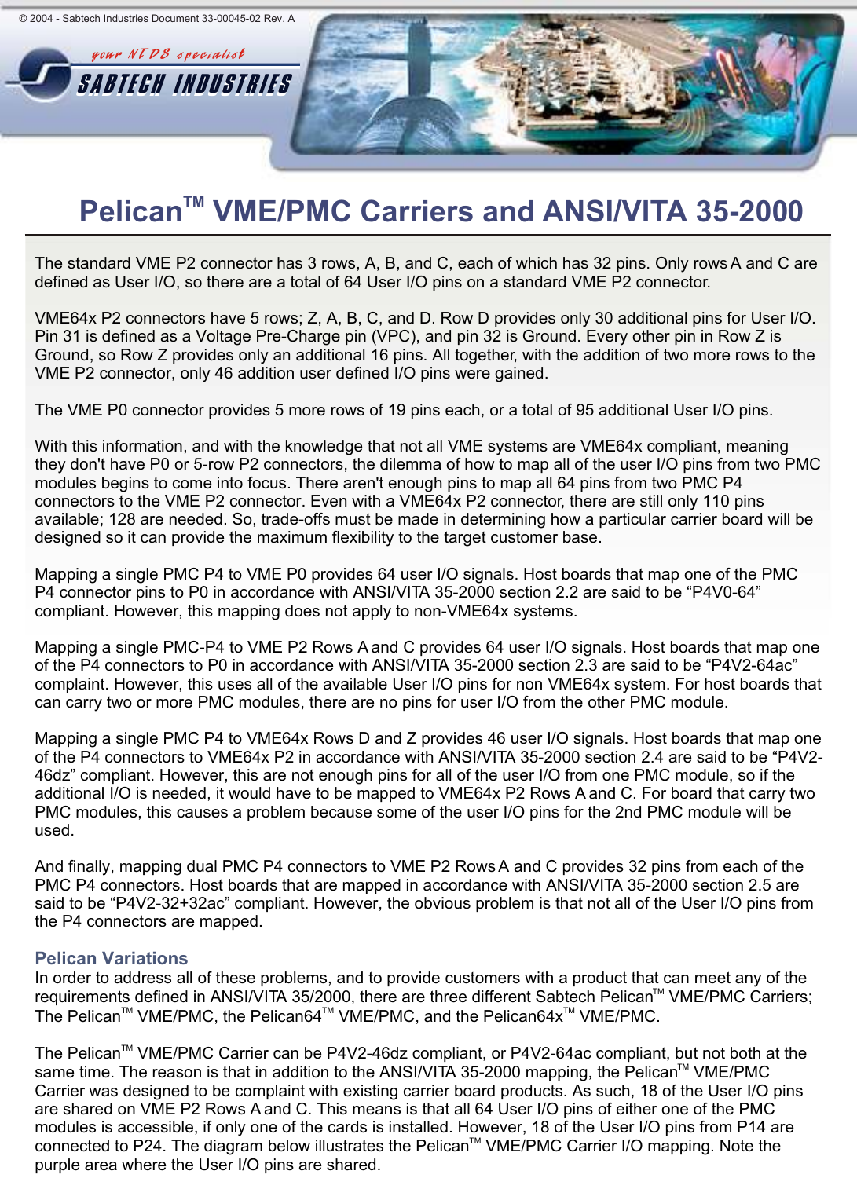# Pelican™ VME/PMC Carriers and ANSI/VITA 35-2000

The standard VME P2 connector has 3 rows, A, B, and C, each of which has 32 pins. Only rows A and C are defined as User I/O, so there are a total of 64 User I/O pins on a standard VME P2 connector.

VME64x P2 connectors have 5 rows; Z, A, B, C, and D. Row D provides only 30 additional pins for User I/O. Pin 31 is defined as a Voltage Pre-Charge pin (VPC), and pin 32 is Ground. Every other pin in Row Z is Ground, so Row Z provides only an additional 16 pins. All together, with the addition of two more rows to the VME P2 connector, only 46 addition user defined I/O pins were gained.

The VME P0 connector provides 5 more rows of 19 pins each, or a total of 95 additional User I/O pins.

With this information, and with the knowledge that not all VME systems are VME64x compliant, meaning they don't have P0 or 5-row P2 connectors, the dilemma of how to map all of the user I/O pins from two PMC modules begins to come into focus. There aren't enough pins to map all 64 pins from two PMC P4 connectors to the VME P2 connector. Even with a VME64x P2 connector, there are still only 110 pins available; 128 are needed. So, trade-offs must be made in determining how a particular carrier board will be designed so it can provide the maximum flexibility to the target customer base.

Mapping a single PMC P4 to VME P0 provides 64 user I/O signals. Host boards that map one of the PMC P4 connector pins to P0 in accordance with ANSI/VITA 35-2000 section 2.2 are said to be “P4V0-64” compliant. However, this mapping does not apply to non-VME64x systems.

Mapping a single PMC-P4 to VME P2 Rows A and C provides 64 user I/O signals. Host boards that map one of the P4 connectors to P0 in accordance with ANSI/VITA 35-2000 section 2.3 are said to be “P4V2-64ac” complaint. However, this uses all of the available User I/O pins for non VME64x system. For host boards that can carry two or more PMC modules, there are no pins for user I/O from the other PMC module.

Mapping a single PMC P4 to VME64x Rows D and Z provides 46 user I/O signals. Host boards that map one of the P4 connectors to VME64x P2 in accordance with ANSI/VITA 35-2000 section 2.4 are said to be “P4V2-46dz” compliant. However, this are not enough pins for all of the user I/O from one PMC module, so if the additional I/O is needed, it would have to be mapped to VME64x P2 Rows A and C. For board that carry two PMC modules, this causes a problem because some of the user I/O pins for the 2nd PMC module will be used.

And finally, mapping dual PMC P4 connectors to VME P2 Rows A and C provides 32 pins from each of the PMC P4 connectors. Host boards that are mapped in accordance with ANSI/VITA 35-2000 section 2.5 are said to be “P4V2-32+32ac” compliant. However, the obvious problem is that not all of the User I/O pins from the P4 connectors are mapped.

## Pelican Variations

In order to address all of these problems, and to provide customers with a product that can meet any of the requirements defined in ANSI/VITA 35/2000, there are three different Sabtech Pelican™ VME/PMC Carriers; The Pelican™ VME/PMC, the Pelican64™ VME/PMC, and the Pelican64x™ VME/PMC.

The Pelican™ VME/PMC Carrier can be P4V2-46dz compliant, or P4V2-64ac compliant, but not both at the same time. The reason is that in addition to the ANSI/VITA 35-2000 mapping, the Pelican™ VME/PMC Carrier was designed to be complaint with existing carrier board products. As such, 18 of the User I/O pins are shared on VME P2 Rows A and C. This means is that all 64 User I/O pins of either one of the PMC modules is accessible, if only one of the cards is installed. However, 18 of the User I/O pins from P14 are connected to P24. The diagram below illustrates the Pelican™ VME/PMC Carrier I/O mapping. Note the purple area where the User I/O pins are shared.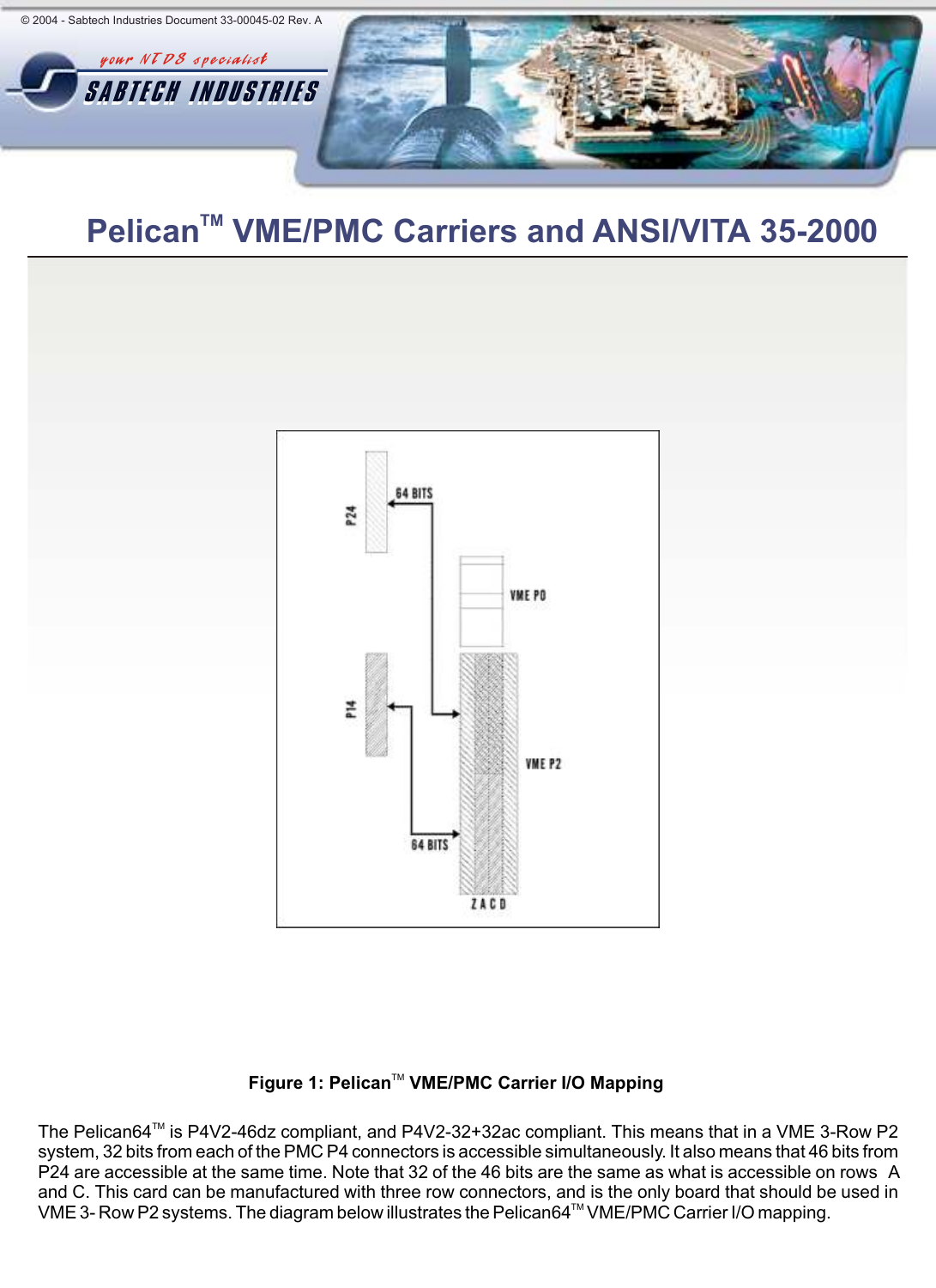# Pelican™ VME/PMC Carriers and ANSI/VITA 35-2000

**Figure 1: Pelican™ VME/PMC Carrier I/O Mapping**

The Pelican64™ is P4V2-46dz compliant, and P4V2-32+32ac compliant. This means that in a VME 3-Row P2 system, 32 bits from each of the PMC P4 connectors is accessible simultaneously. It also means that 46 bits from P24 are accessible at the same time. Note that 32 of the 46 bits are the same as what is accessible on rows A and C. This card can be manufactured with three row connectors, and is the only board that should be used in VME 3- Row P2 systems. The diagram below illustrates the Pelican64™ VME/PMC Carrier I/O mapping.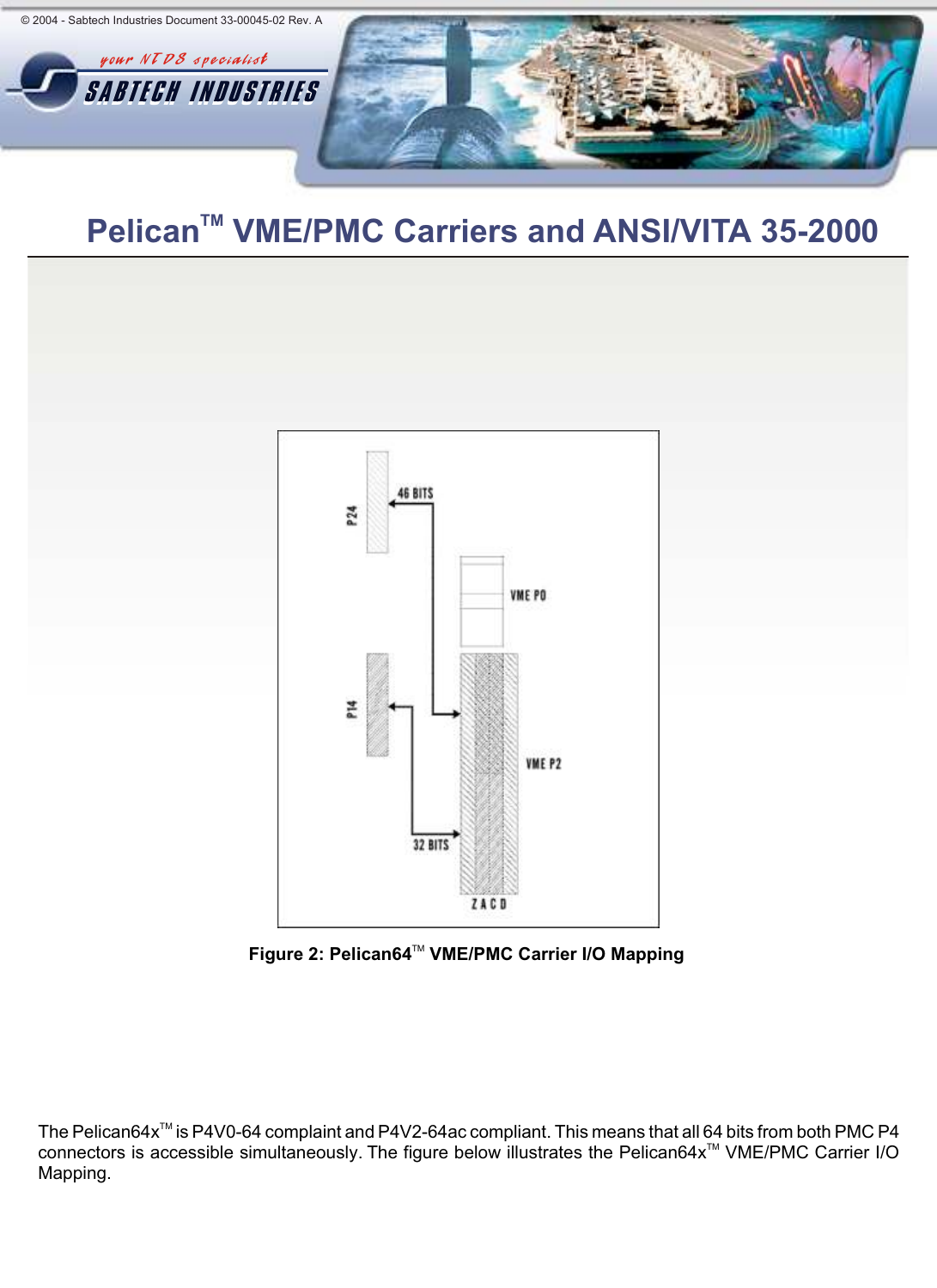# Pelican™ VME/PMC Carriers and ANSI/VITA 35-2000

Figure 2: Pelican64™ VME/PMC Carrier I/O Mapping

The Pelican64x™ is P4V0-64 complaint and P4V2-64ac compliant. This means that all 64 bits from both PMC P4 connectors is accessible simultaneously. The figure below illustrates the Pelican64x™ VME/PMC Carrier I/O Mapping.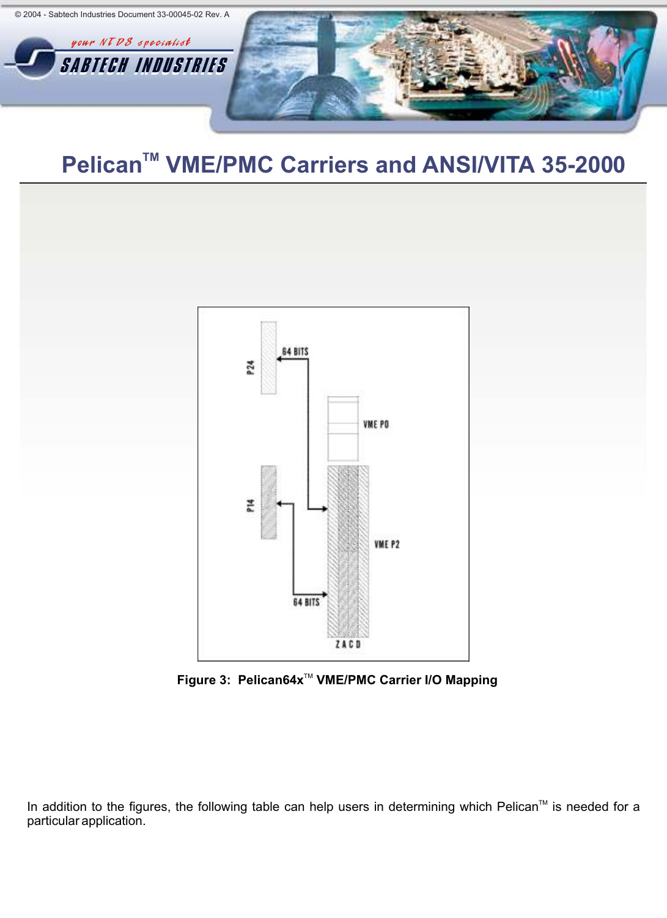# Pelican™ VME/PMC Carriers and ANSI/VITA 35-2000

**Figure 3: Pelican64x™ VME/PMC Carrier I/O Mapping**

In addition to the figures, the following table can help users in determining which Pelican™ is needed for a particular application.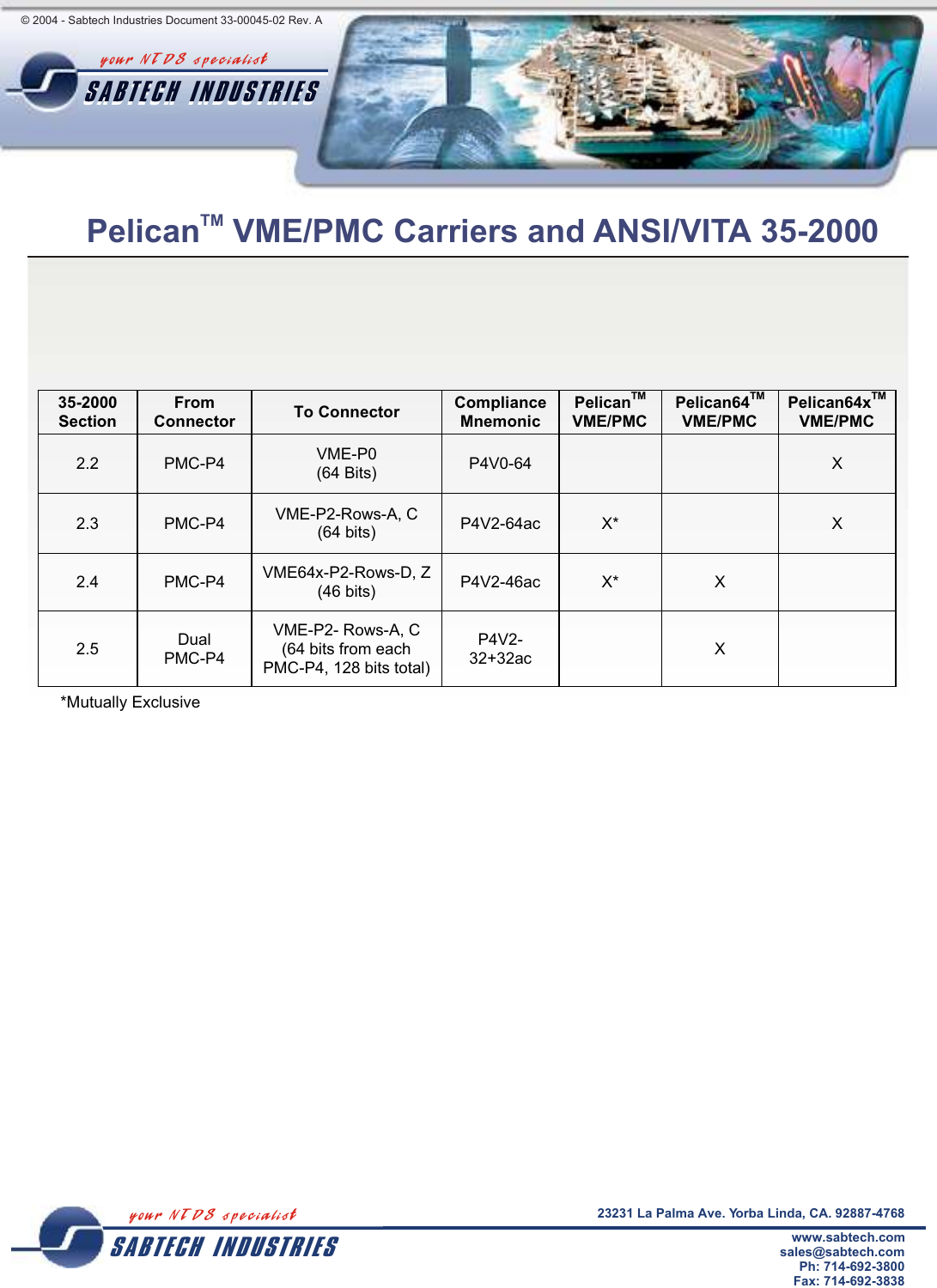# Pelican™ VME/PMC Carriers and ANSI/VITA 35-2000

| 35-2000 Section | From Connector | To Connector | Compliance Mnemonic | Pelican™ VME/PMC | Pelican64™ VME/PMC | Pelican64x™ VME/PMC |
|---|---|---|---|---|---|---|
| 2.2 | PMC-P4 | VME-P0 (64 Bits) | P4V0-64 | | | X |
| 2.3 | PMC-P4 | VME-P2-Rows-A, C (64 bits) | P4V2-64ac | X* | | X |
| 2.4 | PMC-P4 | VME64x-P2-Rows-D, Z (46 bits) | P4V2-46ac | X* | X | |
| 2.5 | Dual PMC-P4 | VME-P2- Rows-A, C (64 bits from each PMC-P4, 128 bits total) | P4V2-32+32ac | | X | |

*Mutually Exclusive

your NTDS specialist
SABTECH INDUSTRIES

23231 La Palma Ave. Yorba Linda, CA. 92887-4768
www.sabtech.com
sales@sabtech.com
Ph: 714-692-3800
Fax: 714-692-3838